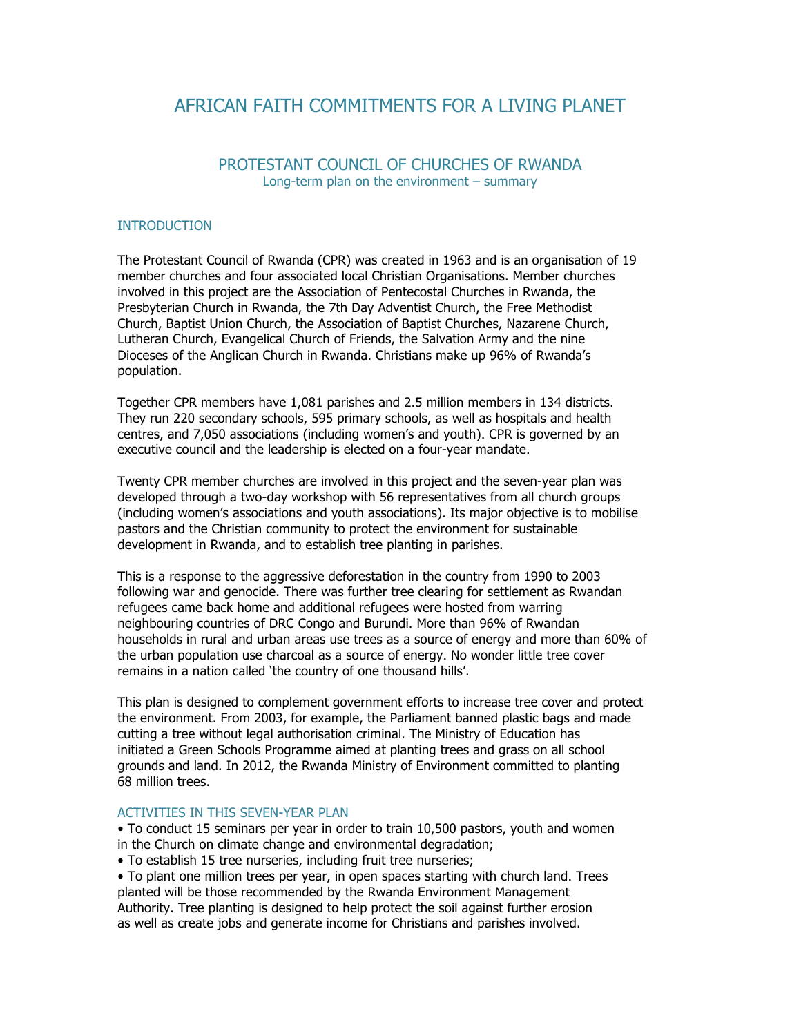# AFRICAN FAITH COMMITMENTS FOR A LIVING PLANET

## PROTESTANT COUNCIL OF CHURCHES OF RWANDA

Long-term plan on the environment – summary

### INTRODUCTION

The Protestant Council of Rwanda (CPR) was created in 1963 and is an organisation of 19 member churches and four associated local Christian Organisations. Member churches involved in this project are the Association of Pentecostal Churches in Rwanda, the Presbyterian Church in Rwanda, the 7th Day Adventist Church, the Free Methodist Church, Baptist Union Church, the Association of Baptist Churches, Nazarene Church, Lutheran Church, Evangelical Church of Friends, the Salvation Army and the nine Dioceses of the Anglican Church in Rwanda. Christians make up 96% of Rwanda's population.

Together CPR members have 1,081 parishes and 2.5 million members in 134 districts. They run 220 secondary schools, 595 primary schools, as well as hospitals and health centres, and 7,050 associations (including women's and youth). CPR is governed by an executive council and the leadership is elected on a four-year mandate.

Twenty CPR member churches are involved in this project and the seven-year plan was developed through a two-day workshop with 56 representatives from all church groups (including women's associations and youth associations). Its major objective is to mobilise pastors and the Christian community to protect the environment for sustainable development in Rwanda, and to establish tree planting in parishes.

This is a response to the aggressive deforestation in the country from 1990 to 2003 following war and genocide. There was further tree clearing for settlement as Rwandan refugees came back home and additional refugees were hosted from warring neighbouring countries of DRC Congo and Burundi. More than 96% of Rwandan households in rural and urban areas use trees as a source of energy and more than 60% of the urban population use charcoal as a source of energy. No wonder little tree cover remains in a nation called 'the country of one thousand hills'.

This plan is designed to complement government efforts to increase tree cover and protect the environment. From 2003, for example, the Parliament banned plastic bags and made cutting a tree without legal authorisation criminal. The Ministry of Education has initiated a Green Schools Programme aimed at planting trees and grass on all school grounds and land. In 2012, the Rwanda Ministry of Environment committed to planting 68 million trees.

### ACTIVITIES IN THIS SEVEN-YEAR PLAN

- To conduct 15 seminars per year in order to train 10,500 pastors, youth and women in the Church on climate change and environmental degradation;
- To establish 15 tree nurseries, including fruit tree nurseries;
- To plant one million trees per year, in open spaces starting with church land. Trees planted will be those recommended by the Rwanda Environment Management Authority. Tree planting is designed to help protect the soil against further erosion as well as create jobs and generate income for Christians and parishes involved.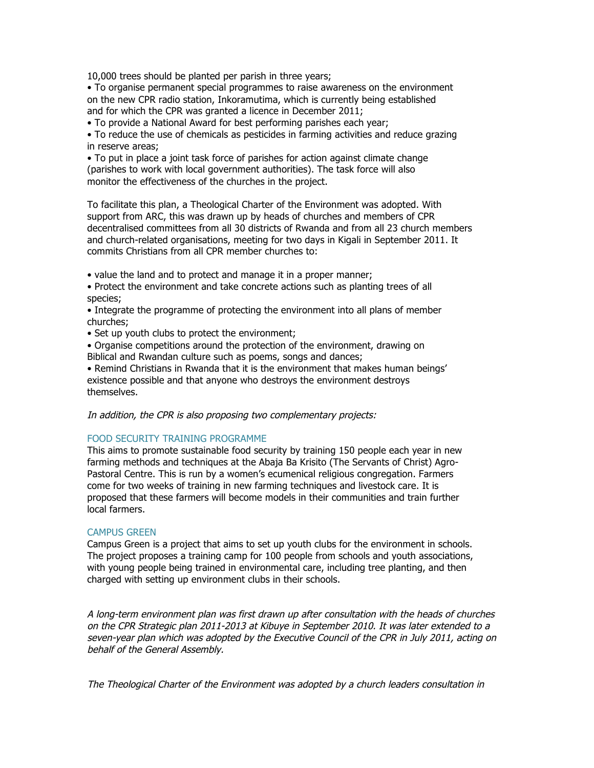10,000 trees should be planted per parish in three years;

- To organise permanent special programmes to raise awareness on the environment on the new CPR radio station, Inkoramutima, which is currently being established and for which the CPR was granted a licence in December 2011;
- To provide a National Award for best performing parishes each year;
- To reduce the use of chemicals as pesticides in farming activities and reduce grazing in reserve areas;
- To put in place a joint task force of parishes for action against climate change (parishes to work with local government authorities). The task force will also monitor the effectiveness of the churches in the project.

To facilitate this plan, a Theological Charter of the Environment was adopted. With support from ARC, this was drawn up by heads of churches and members of CPR decentralised committees from all 30 districts of Rwanda and from all 23 church members and church-related organisations, meeting for two days in Kigali in September 2011. It commits Christians from all CPR member churches to:

- value the land and to protect and manage it in a proper manner;
- Protect the environment and take concrete actions such as planting trees of all species;
- Integrate the programme of protecting the environment into all plans of member churches;
- Set up youth clubs to protect the environment;
- Organise competitions around the protection of the environment, drawing on Biblical and Rwandan culture such as poems, songs and dances;
- Remind Christians in Rwanda that it is the environment that makes human beings' existence possible and that anyone who destroys the environment destroys themselves.

*In addition, the CPR is also proposing two complementary projects:*

### FOOD SECURITY TRAINING PROGRAMME

This aims to promote sustainable food security by training 150 people each year in new farming methods and techniques at the Abaja Ba Krisito (The Servants of Christ) Agro-Pastoral Centre. This is run by a women's ecumenical religious congregation. Farmers come for two weeks of training in new farming techniques and livestock care. It is proposed that these farmers will become models in their communities and train further local farmers.

### CAMPUS GREEN

Campus Green is a project that aims to set up youth clubs for the environment in schools. The project proposes a training camp for 100 people from schools and youth associations, with young people being trained in environmental care, including tree planting, and then charged with setting up environment clubs in their schools.

*A long-term environment plan was first drawn up after consultation with the heads of churches on the CPR Strategic plan 2011-2013 at Kibuye in September 2010. It was later extended to a seven-year plan which was adopted by the Executive Council of the CPR in July 2011, acting on behalf of the General Assembly.*

*The Theological Charter of the Environment was adopted by a church leaders consultation in*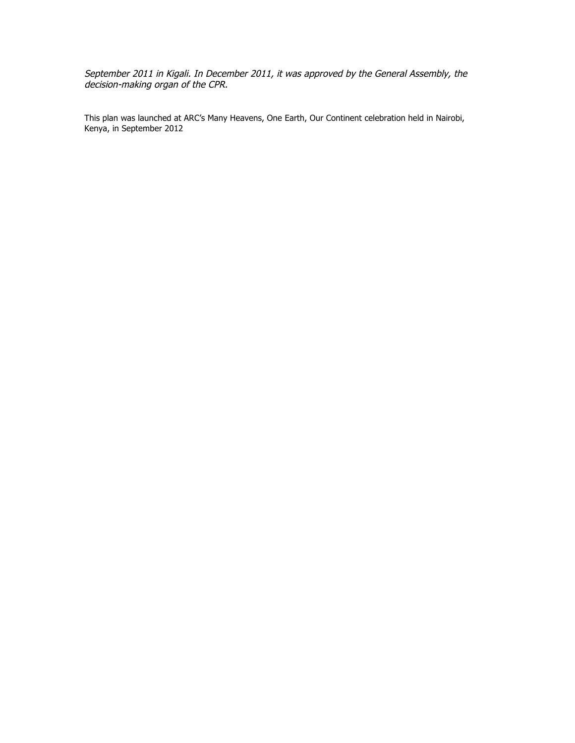*September 2011 in Kigali. In December 2011, it was approved by the General Assembly, the decision-making organ of the CPR.*

This plan was launched at ARC's Many Heavens, One Earth, Our Continent celebration held in Nairobi, Kenya, in September 2012